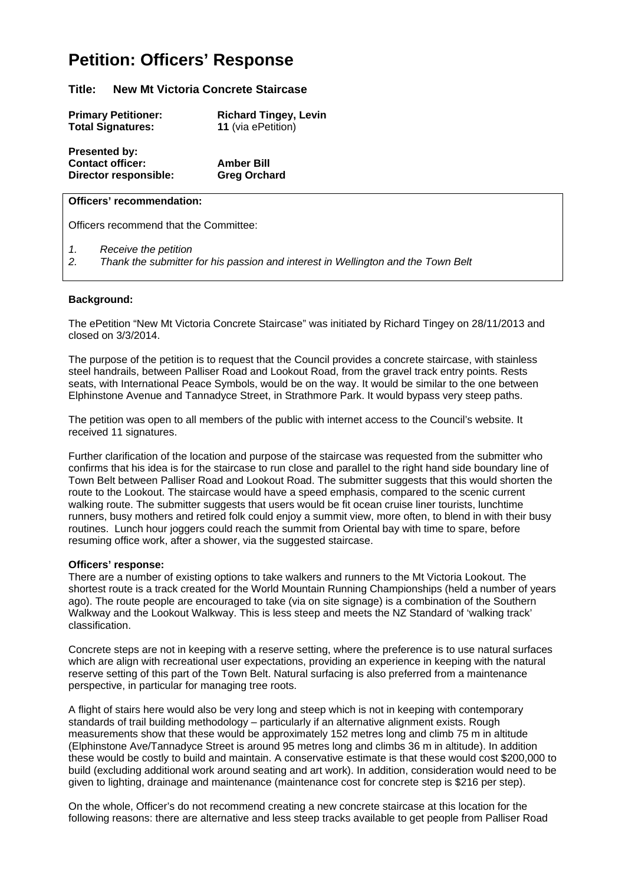# Petition: Officers' Response

**Title: New Mt Victoria Concrete Staircase**

**Primary Petitioner:** **Richard Tingey, Levin**
**Total Signatures:** **11** (via ePetition)

**Presented by:**
**Contact officer:** **Amber Bill**
**Director responsible:** **Greg Orchard**

**Officers' recommendation:**

Officers recommend that the Committee:

1. *Receive the petition*
2. *Thank the submitter for his passion and interest in Wellington and the Town Belt*

**Background:**

The ePetition "New Mt Victoria Concrete Staircase" was initiated by Richard Tingey on 28/11/2013 and closed on 3/3/2014.

The purpose of the petition is to request that the Council provides a concrete staircase, with stainless steel handrails, between Palliser Road and Lookout Road, from the gravel track entry points. Rests seats, with International Peace Symbols, would be on the way. It would be similar to the one between Elphinstone Avenue and Tannadyce Street, in Strathmore Park. It would bypass very steep paths.

The petition was open to all members of the public with internet access to the Council's website. It received 11 signatures.

Further clarification of the location and purpose of the staircase was requested from the submitter who confirms that his idea is for the staircase to run close and parallel to the right hand side boundary line of Town Belt between Palliser Road and Lookout Road. The submitter suggests that this would shorten the route to the Lookout. The staircase would have a speed emphasis, compared to the scenic current walking route. The submitter suggests that users would be fit ocean cruise liner tourists, lunchtime runners, busy mothers and retired folk could enjoy a summit view, more often, to blend in with their busy routines. Lunch hour joggers could reach the summit from Oriental bay with time to spare, before resuming office work, after a shower, via the suggested staircase.

**Officers' response:**

There are a number of existing options to take walkers and runners to the Mt Victoria Lookout. The shortest route is a track created for the World Mountain Running Championships (held a number of years ago). The route people are encouraged to take (via on site signage) is a combination of the Southern Walkway and the Lookout Walkway. This is less steep and meets the NZ Standard of 'walking track' classification.

Concrete steps are not in keeping with a reserve setting, where the preference is to use natural surfaces which are align with recreational user expectations, providing an experience in keeping with the natural reserve setting of this part of the Town Belt. Natural surfacing is also preferred from a maintenance perspective, in particular for managing tree roots.

A flight of stairs here would also be very long and steep which is not in keeping with contemporary standards of trail building methodology – particularly if an alternative alignment exists. Rough measurements show that these would be approximately 152 metres long and climb 75 m in altitude (Elphinstone Ave/Tannadyce Street is around 95 metres long and climbs 36 m in altitude). In addition these would be costly to build and maintain. A conservative estimate is that these would cost $200,000 to build (excluding additional work around seating and art work). In addition, consideration would need to be given to lighting, drainage and maintenance (maintenance cost for concrete step is $216 per step).

On the whole, Officer's do not recommend creating a new concrete staircase at this location for the following reasons: there are alternative and less steep tracks available to get people from Palliser Road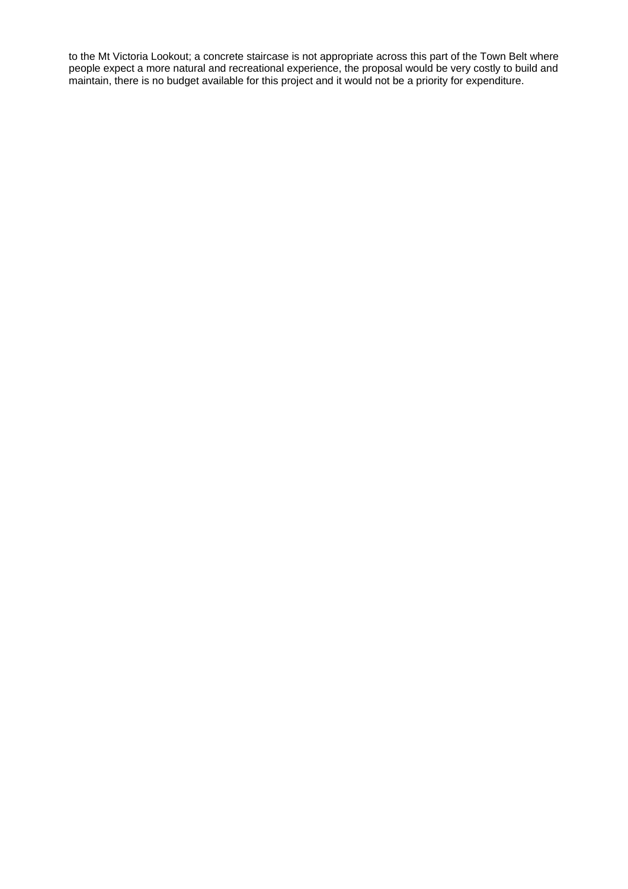to the Mt Victoria Lookout; a concrete staircase is not appropriate across this part of the Town Belt where people expect a more natural and recreational experience, the proposal would be very costly to build and maintain, there is no budget available for this project and it would not be a priority for expenditure.